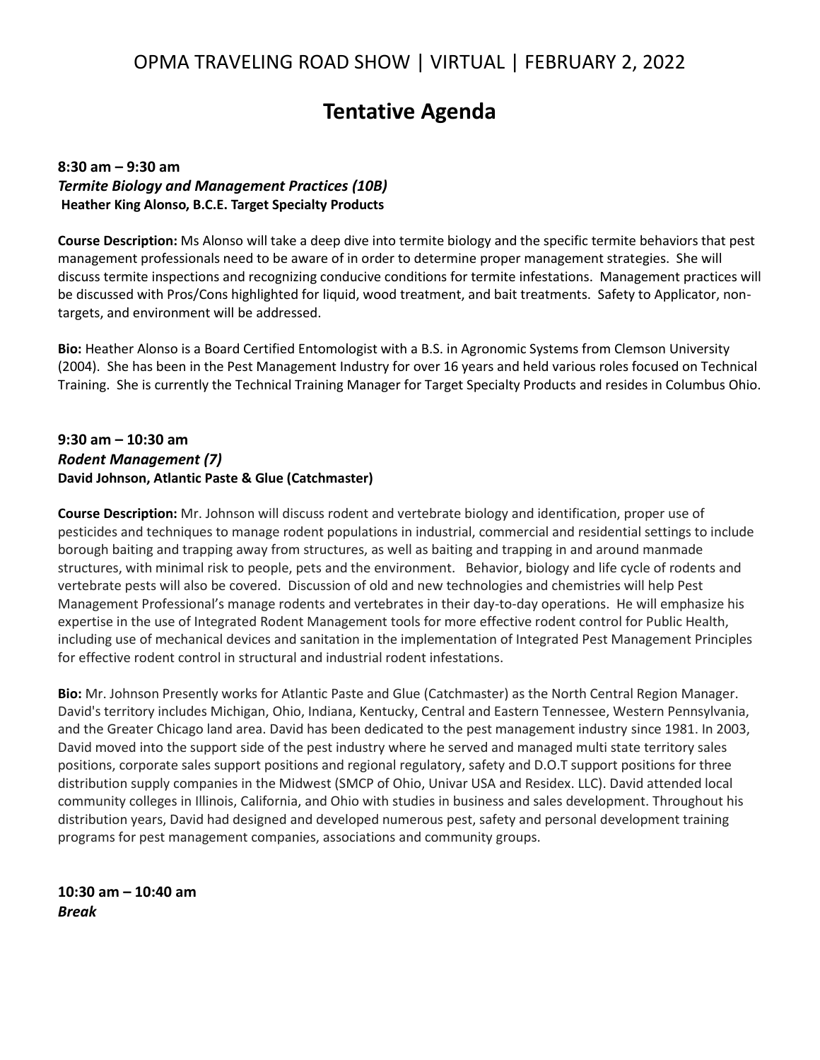## OPMA TRAVELING ROAD SHOW | VIRTUAL | FEBRUARY 2, 2022

# Tentative Agenda

**8:30 am – 9:30 am**
***Termite Biology and Management Practices (10B)***
**Heather King Alonso, B.C.E. Target Specialty Products**

**Course Description:** Ms Alonso will take a deep dive into termite biology and the specific termite behaviors that pest management professionals need to be aware of in order to determine proper management strategies. She will discuss termite inspections and recognizing conducive conditions for termite infestations. Management practices will be discussed with Pros/Cons highlighted for liquid, wood treatment, and bait treatments. Safety to Applicator, non-targets, and environment will be addressed.

**Bio:** Heather Alonso is a Board Certified Entomologist with a B.S. in Agronomic Systems from Clemson University (2004). She has been in the Pest Management Industry for over 16 years and held various roles focused on Technical Training. She is currently the Technical Training Manager for Target Specialty Products and resides in Columbus Ohio.

**9:30 am – 10:30 am**
***Rodent Management (7)***
**David Johnson, Atlantic Paste & Glue (Catchmaster)**

**Course Description:** Mr. Johnson will discuss rodent and vertebrate biology and identification, proper use of pesticides and techniques to manage rodent populations in industrial, commercial and residential settings to include borough baiting and trapping away from structures, as well as baiting and trapping in and around manmade structures, with minimal risk to people, pets and the environment. Behavior, biology and life cycle of rodents and vertebrate pests will also be covered. Discussion of old and new technologies and chemistries will help Pest Management Professional's manage rodents and vertebrates in their day-to-day operations. He will emphasize his expertise in the use of Integrated Rodent Management tools for more effective rodent control for Public Health, including use of mechanical devices and sanitation in the implementation of Integrated Pest Management Principles for effective rodent control in structural and industrial rodent infestations.

**Bio:** Mr. Johnson Presently works for Atlantic Paste and Glue (Catchmaster) as the North Central Region Manager. David's territory includes Michigan, Ohio, Indiana, Kentucky, Central and Eastern Tennessee, Western Pennsylvania, and the Greater Chicago land area. David has been dedicated to the pest management industry since 1981. In 2003, David moved into the support side of the pest industry where he served and managed multi state territory sales positions, corporate sales support positions and regional regulatory, safety and D.O.T support positions for three distribution supply companies in the Midwest (SMCP of Ohio, Univar USA and Residex. LLC). David attended local community colleges in Illinois, California, and Ohio with studies in business and sales development. Throughout his distribution years, David had designed and developed numerous pest, safety and personal development training programs for pest management companies, associations and community groups.

**10:30 am – 10:40 am**
***Break***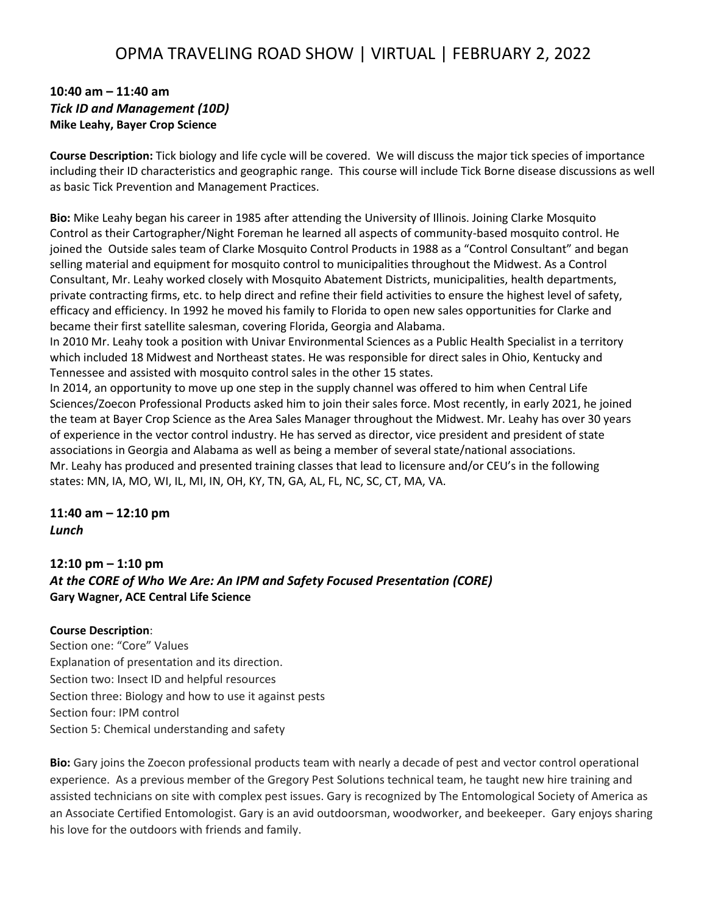**10:40 am – 11:40 am**
***Tick ID and Management (10D)***
**Mike Leahy, Bayer Crop Science**

**Course Description:** Tick biology and life cycle will be covered. We will discuss the major tick species of importance including their ID characteristics and geographic range. This course will include Tick Borne disease discussions as well as basic Tick Prevention and Management Practices.

**Bio:** Mike Leahy began his career in 1985 after attending the University of Illinois. Joining Clarke Mosquito Control as their Cartographer/Night Foreman he learned all aspects of community-based mosquito control. He joined the Outside sales team of Clarke Mosquito Control Products in 1988 as a "Control Consultant" and began selling material and equipment for mosquito control to municipalities throughout the Midwest. As a Control Consultant, Mr. Leahy worked closely with Mosquito Abatement Districts, municipalities, health departments, private contracting firms, etc. to help direct and refine their field activities to ensure the highest level of safety, efficacy and efficiency. In 1992 he moved his family to Florida to open new sales opportunities for Clarke and became their first satellite salesman, covering Florida, Georgia and Alabama.
In 2010 Mr. Leahy took a position with Univar Environmental Sciences as a Public Health Specialist in a territory which included 18 Midwest and Northeast states. He was responsible for direct sales in Ohio, Kentucky and Tennessee and assisted with mosquito control sales in the other 15 states.
In 2014, an opportunity to move up one step in the supply channel was offered to him when Central Life Sciences/Zoecon Professional Products asked him to join their sales force. Most recently, in early 2021, he joined the team at Bayer Crop Science as the Area Sales Manager throughout the Midwest. Mr. Leahy has over 30 years of experience in the vector control industry. He has served as director, vice president and president of state associations in Georgia and Alabama as well as being a member of several state/national associations.
Mr. Leahy has produced and presented training classes that lead to licensure and/or CEU's in the following states: MN, IA, MO, WI, IL, MI, IN, OH, KY, TN, GA, AL, FL, NC, SC, CT, MA, VA.

**11:40 am – 12:10 pm**
***Lunch***

**12:10 pm – 1:10 pm**
***At the CORE of Who We Are: An IPM and Safety Focused Presentation (CORE)***
**Gary Wagner, ACE Central Life Science**

**Course Description**:
Section one: "Core" Values
Explanation of presentation and its direction.
Section two: Insect ID and helpful resources
Section three: Biology and how to use it against pests
Section four: IPM control
Section 5: Chemical understanding and safety

**Bio:** Gary joins the Zoecon professional products team with nearly a decade of pest and vector control operational experience. As a previous member of the Gregory Pest Solutions technical team, he taught new hire training and assisted technicians on site with complex pest issues. Gary is recognized by The Entomological Society of America as an Associate Certified Entomologist. Gary is an avid outdoorsman, woodworker, and beekeeper. Gary enjoys sharing his love for the outdoors with friends and family.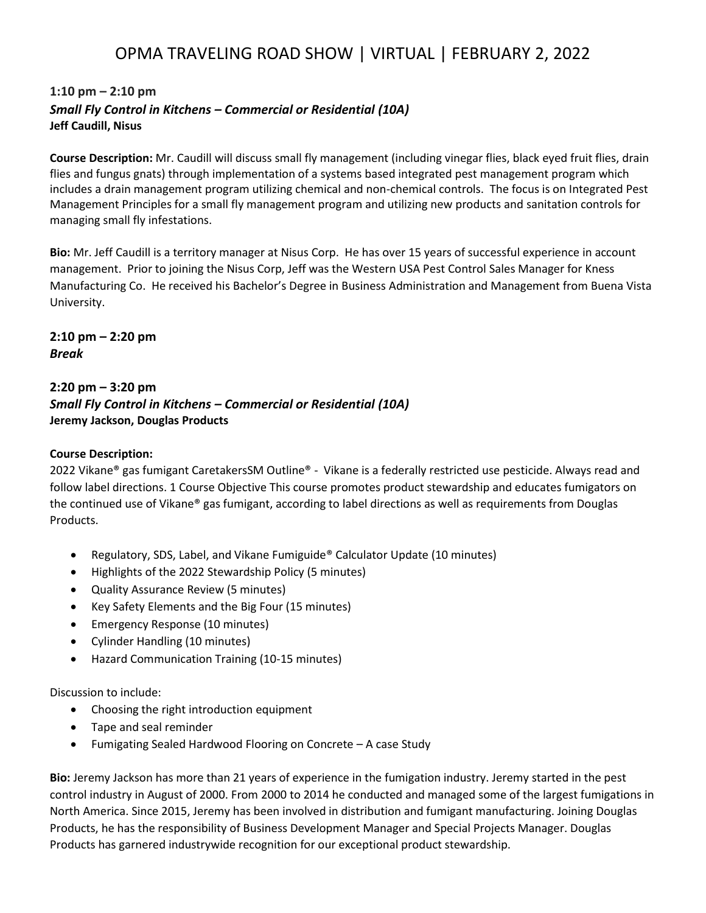# OPMA TRAVELING ROAD SHOW | VIRTUAL | FEBRUARY 2, 2022

**1:10 pm – 2:10 pm**
***Small Fly Control in Kitchens – Commercial or Residential (10A)***
**Jeff Caudill, Nisus**

**Course Description:** Mr. Caudill will discuss small fly management (including vinegar flies, black eyed fruit flies, drain flies and fungus gnats) through implementation of a systems based integrated pest management program which includes a drain management program utilizing chemical and non-chemical controls. The focus is on Integrated Pest Management Principles for a small fly management program and utilizing new products and sanitation controls for managing small fly infestations.

**Bio:** Mr. Jeff Caudill is a territory manager at Nisus Corp. He has over 15 years of successful experience in account management. Prior to joining the Nisus Corp, Jeff was the Western USA Pest Control Sales Manager for Kness Manufacturing Co. He received his Bachelor's Degree in Business Administration and Management from Buena Vista University.

**2:10 pm – 2:20 pm**
***Break***

**2:20 pm – 3:20 pm**
***Small Fly Control in Kitchens – Commercial or Residential (10A)***
**Jeremy Jackson, Douglas Products**

**Course Description:**
2022 Vikane® gas fumigant CaretakersSM Outline® - Vikane is a federally restricted use pesticide. Always read and follow label directions. 1 Course Objective This course promotes product stewardship and educates fumigators on the continued use of Vikane® gas fumigant, according to label directions as well as requirements from Douglas Products.

- Regulatory, SDS, Label, and Vikane Fumiguide® Calculator Update (10 minutes)
- Highlights of the 2022 Stewardship Policy (5 minutes)
- Quality Assurance Review (5 minutes)
- Key Safety Elements and the Big Four (15 minutes)
- Emergency Response (10 minutes)
- Cylinder Handling (10 minutes)
- Hazard Communication Training (10-15 minutes)

Discussion to include:
- Choosing the right introduction equipment
- Tape and seal reminder
- Fumigating Sealed Hardwood Flooring on Concrete – A case Study

**Bio:** Jeremy Jackson has more than 21 years of experience in the fumigation industry. Jeremy started in the pest control industry in August of 2000. From 2000 to 2014 he conducted and managed some of the largest fumigations in North America. Since 2015, Jeremy has been involved in distribution and fumigant manufacturing. Joining Douglas Products, he has the responsibility of Business Development Manager and Special Projects Manager. Douglas Products has garnered industrywide recognition for our exceptional product stewardship.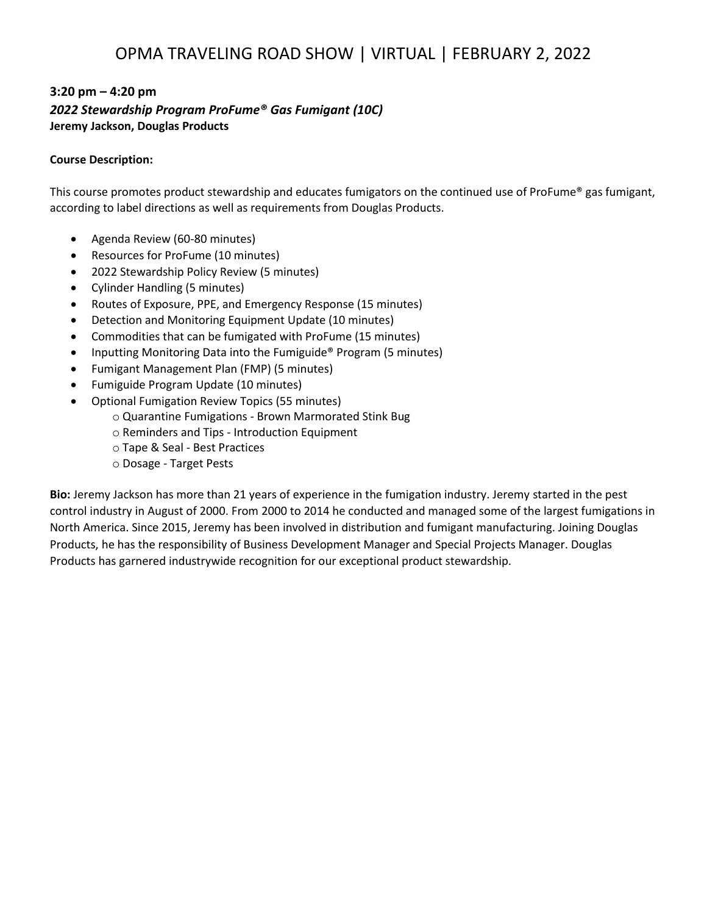# OPMA TRAVELING ROAD SHOW | VIRTUAL | FEBRUARY 2, 2022

### 3:20 pm – 4:20 pm

***2022 Stewardship Program ProFume® Gas Fumigant (10C)***

**Jeremy Jackson, Douglas Products**

**Course Description:**

This course promotes product stewardship and educates fumigators on the continued use of ProFume® gas fumigant, according to label directions as well as requirements from Douglas Products.

- Agenda Review (60-80 minutes)
- Resources for ProFume (10 minutes)
- 2022 Stewardship Policy Review (5 minutes)
- Cylinder Handling (5 minutes)
- Routes of Exposure, PPE, and Emergency Response (15 minutes)
- Detection and Monitoring Equipment Update (10 minutes)
- Commodities that can be fumigated with ProFume (15 minutes)
- Inputting Monitoring Data into the Fumiguide® Program (5 minutes)
- Fumigant Management Plan (FMP) (5 minutes)
- Fumiguide Program Update (10 minutes)
- Optional Fumigation Review Topics (55 minutes)
  - Quarantine Fumigations - Brown Marmorated Stink Bug
  - Reminders and Tips - Introduction Equipment
  - Tape & Seal - Best Practices
  - Dosage - Target Pests

**Bio:** Jeremy Jackson has more than 21 years of experience in the fumigation industry. Jeremy started in the pest control industry in August of 2000. From 2000 to 2014 he conducted and managed some of the largest fumigations in North America. Since 2015, Jeremy has been involved in distribution and fumigant manufacturing. Joining Douglas Products, he has the responsibility of Business Development Manager and Special Projects Manager. Douglas Products has garnered industrywide recognition for our exceptional product stewardship.